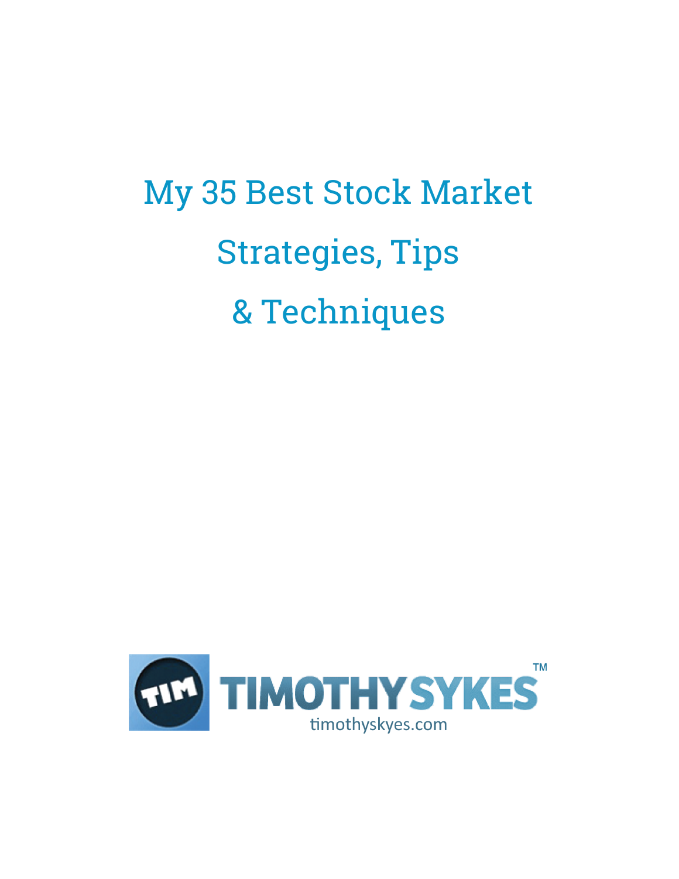# My 35 Best Stock Market Strategies, Tips & Techniques

TIMOTHYSYKES™

timothyskyes.com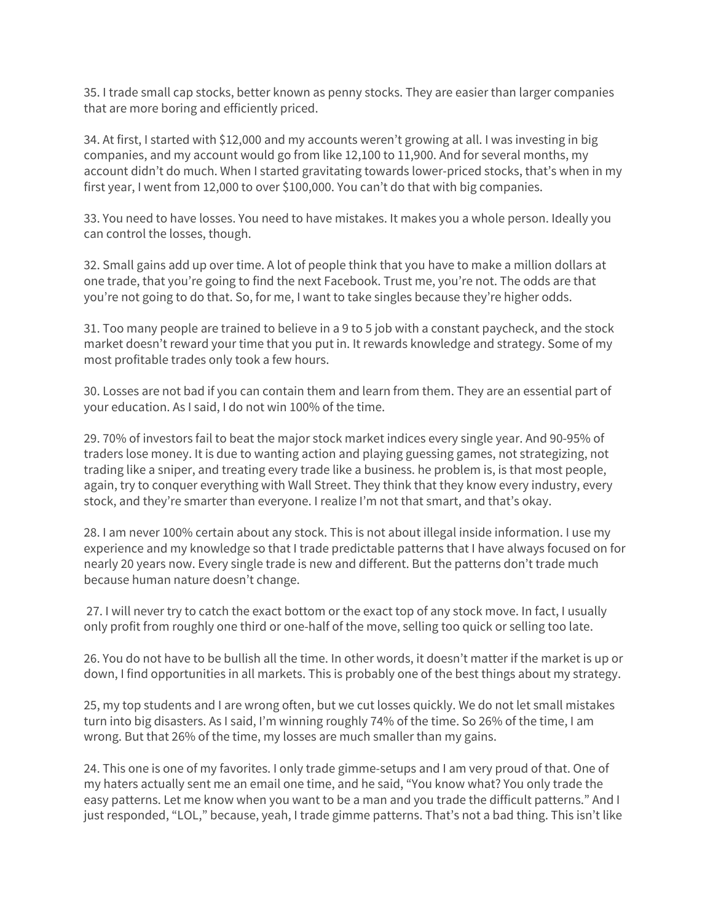35. I trade small cap stocks, better known as penny stocks. They are easier than larger companies that are more boring and efficiently priced.

34. At first, I started with $12,000 and my accounts weren't growing at all. I was investing in big companies, and my account would go from like 12,100 to 11,900. And for several months, my account didn't do much. When I started gravitating towards lower-priced stocks, that's when in my first year, I went from 12,000 to over $100,000. You can't do that with big companies.

33. You need to have losses. You need to have mistakes. It makes you a whole person. Ideally you can control the losses, though.

32. Small gains add up over time. A lot of people think that you have to make a million dollars at one trade, that you're going to find the next Facebook. Trust me, you're not. The odds are that you're not going to do that. So, for me, I want to take singles because they're higher odds.

31. Too many people are trained to believe in a 9 to 5 job with a constant paycheck, and the stock market doesn't reward your time that you put in. It rewards knowledge and strategy. Some of my most profitable trades only took a few hours.

30. Losses are not bad if you can contain them and learn from them. They are an essential part of your education. As I said, I do not win 100% of the time.

29. 70% of investors fail to beat the major stock market indices every single year. And 90-95% of traders lose money. It is due to wanting action and playing guessing games, not strategizing, not trading like a sniper, and treating every trade like a business. he problem is, is that most people, again, try to conquer everything with Wall Street. They think that they know every industry, every stock, and they're smarter than everyone. I realize I'm not that smart, and that's okay.

28. I am never 100% certain about any stock. This is not about illegal inside information. I use my experience and my knowledge so that I trade predictable patterns that I have always focused on for nearly 20 years now. Every single trade is new and different. But the patterns don't trade much because human nature doesn't change.

27. I will never try to catch the exact bottom or the exact top of any stock move. In fact, I usually only profit from roughly one third or one-half of the move, selling too quick or selling too late.

26. You do not have to be bullish all the time. In other words, it doesn't matter if the market is up or down, I find opportunities in all markets. This is probably one of the best things about my strategy.

25, my top students and I are wrong often, but we cut losses quickly. We do not let small mistakes turn into big disasters. As I said, I'm winning roughly 74% of the time. So 26% of the time, I am wrong. But that 26% of the time, my losses are much smaller than my gains.

24. This one is one of my favorites. I only trade gimme-setups and I am very proud of that. One of my haters actually sent me an email one time, and he said, "You know what? You only trade the easy patterns. Let me know when you want to be a man and you trade the difficult patterns." And I just responded, "LOL," because, yeah, I trade gimme patterns. That's not a bad thing. This isn't like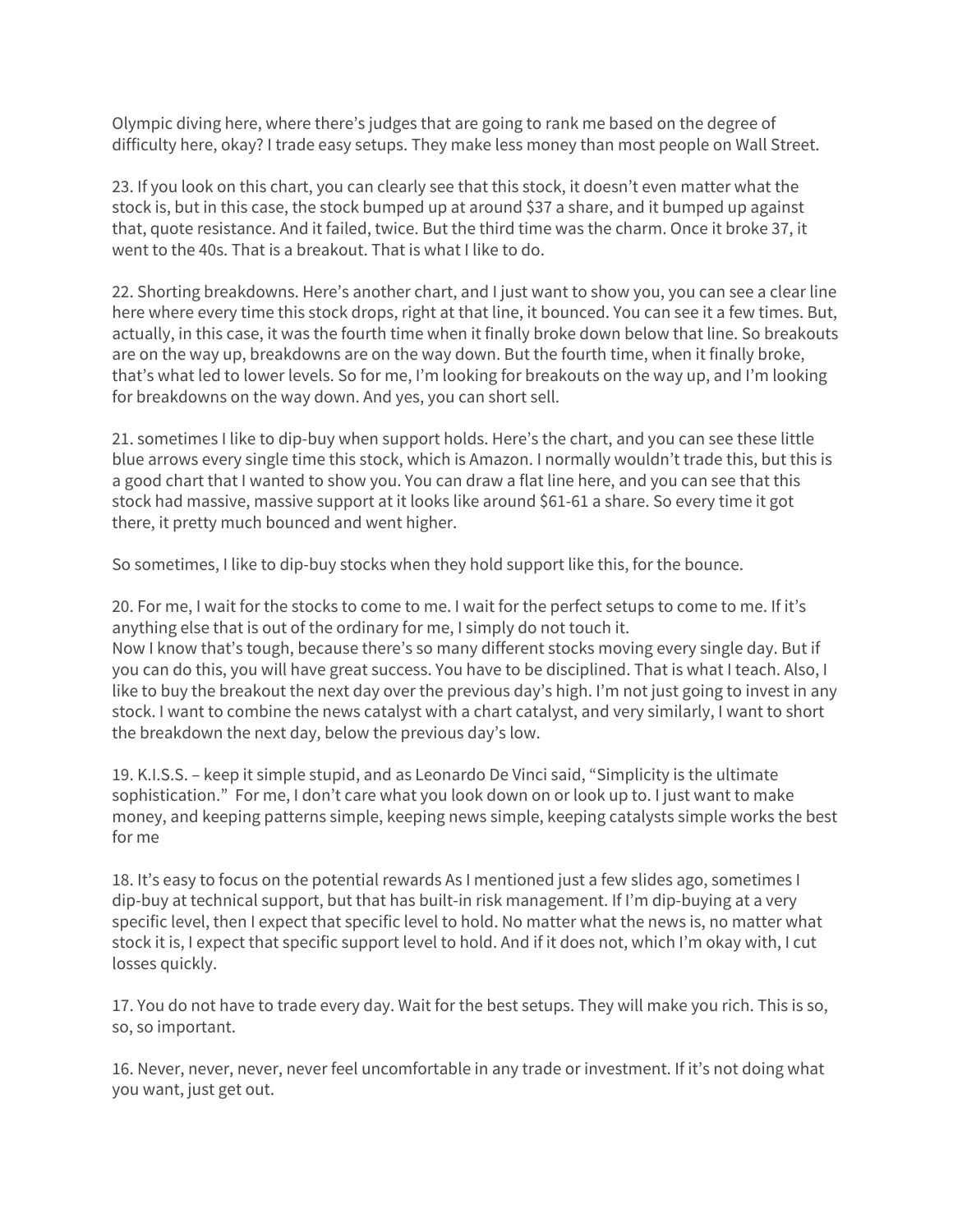Olympic diving here, where there's judges that are going to rank me based on the degree of difficulty here, okay? I trade easy setups. They make less money than most people on Wall Street.

23. If you look on this chart, you can clearly see that this stock, it doesn't even matter what the stock is, but in this case, the stock bumped up at around $37 a share, and it bumped up against that, quote resistance. And it failed, twice. But the third time was the charm. Once it broke 37, it went to the 40s. That is a breakout. That is what I like to do.

22. Shorting breakdowns. Here's another chart, and I just want to show you, you can see a clear line here where every time this stock drops, right at that line, it bounced. You can see it a few times. But, actually, in this case, it was the fourth time when it finally broke down below that line. So breakouts are on the way up, breakdowns are on the way down. But the fourth time, when it finally broke, that's what led to lower levels. So for me, I'm looking for breakouts on the way up, and I'm looking for breakdowns on the way down. And yes, you can short sell.

21. sometimes I like to dip-buy when support holds. Here's the chart, and you can see these little blue arrows every single time this stock, which is Amazon. I normally wouldn't trade this, but this is a good chart that I wanted to show you. You can draw a flat line here, and you can see that this stock had massive, massive support at it looks like around $61-61 a share. So every time it got there, it pretty much bounced and went higher.

So sometimes, I like to dip-buy stocks when they hold support like this, for the bounce.

20. For me, I wait for the stocks to come to me. I wait for the perfect setups to come to me. If it's anything else that is out of the ordinary for me, I simply do not touch it.
Now I know that's tough, because there's so many different stocks moving every single day. But if you can do this, you will have great success. You have to be disciplined. That is what I teach. Also, I like to buy the breakout the next day over the previous day's high. I'm not just going to invest in any stock. I want to combine the news catalyst with a chart catalyst, and very similarly, I want to short the breakdown the next day, below the previous day's low.

19. K.I.S.S. – keep it simple stupid, and as Leonardo De Vinci said, "Simplicity is the ultimate sophistication." For me, I don't care what you look down on or look up to. I just want to make money, and keeping patterns simple, keeping news simple, keeping catalysts simple works the best for me

18. It's easy to focus on the potential rewards As I mentioned just a few slides ago, sometimes I dip-buy at technical support, but that has built-in risk management. If I'm dip-buying at a very specific level, then I expect that specific level to hold. No matter what the news is, no matter what stock it is, I expect that specific support level to hold. And if it does not, which I'm okay with, I cut losses quickly.

17. You do not have to trade every day. Wait for the best setups. They will make you rich. This is so, so, so important.

16. Never, never, never, never feel uncomfortable in any trade or investment. If it's not doing what you want, just get out.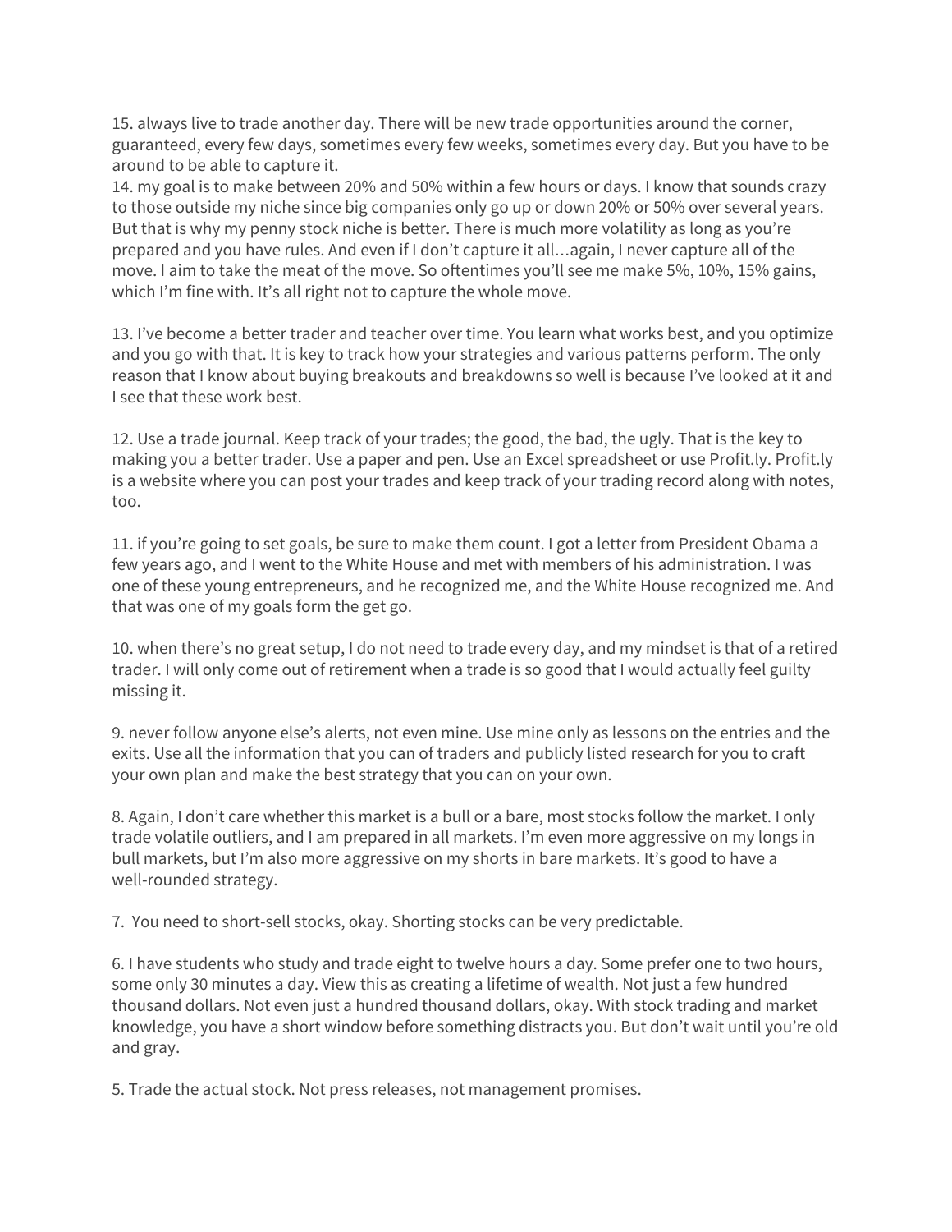15. always live to trade another day. There will be new trade opportunities around the corner, guaranteed, every few days, sometimes every few weeks, sometimes every day. But you have to be around to be able to capture it.
14. my goal is to make between 20% and 50% within a few hours or days. I know that sounds crazy to those outside my niche since big companies only go up or down 20% or 50% over several years. But that is why my penny stock niche is better. There is much more volatility as long as you're prepared and you have rules. And even if I don't capture it all…again, I never capture all of the move. I aim to take the meat of the move. So oftentimes you'll see me make 5%, 10%, 15% gains, which I'm fine with. It's all right not to capture the whole move.

13. I've become a better trader and teacher over time. You learn what works best, and you optimize and you go with that. It is key to track how your strategies and various patterns perform. The only reason that I know about buying breakouts and breakdowns so well is because I've looked at it and I see that these work best.

12. Use a trade journal. Keep track of your trades; the good, the bad, the ugly. That is the key to making you a better trader. Use a paper and pen. Use an Excel spreadsheet or use Profit.ly. Profit.ly is a website where you can post your trades and keep track of your trading record along with notes, too.

11. if you're going to set goals, be sure to make them count. I got a letter from President Obama a few years ago, and I went to the White House and met with members of his administration. I was one of these young entrepreneurs, and he recognized me, and the White House recognized me. And that was one of my goals form the get go.

10. when there's no great setup, I do not need to trade every day, and my mindset is that of a retired trader. I will only come out of retirement when a trade is so good that I would actually feel guilty missing it.

9. never follow anyone else's alerts, not even mine. Use mine only as lessons on the entries and the exits. Use all the information that you can of traders and publicly listed research for you to craft your own plan and make the best strategy that you can on your own.

8. Again, I don't care whether this market is a bull or a bare, most stocks follow the market. I only trade volatile outliers, and I am prepared in all markets. I'm even more aggressive on my longs in bull markets, but I'm also more aggressive on my shorts in bare markets. It's good to have a well-rounded strategy.

7. You need to short-sell stocks, okay. Shorting stocks can be very predictable.

6. I have students who study and trade eight to twelve hours a day. Some prefer one to two hours, some only 30 minutes a day. View this as creating a lifetime of wealth. Not just a few hundred thousand dollars. Not even just a hundred thousand dollars, okay. With stock trading and market knowledge, you have a short window before something distracts you. But don't wait until you're old and gray.

5. Trade the actual stock. Not press releases, not management promises.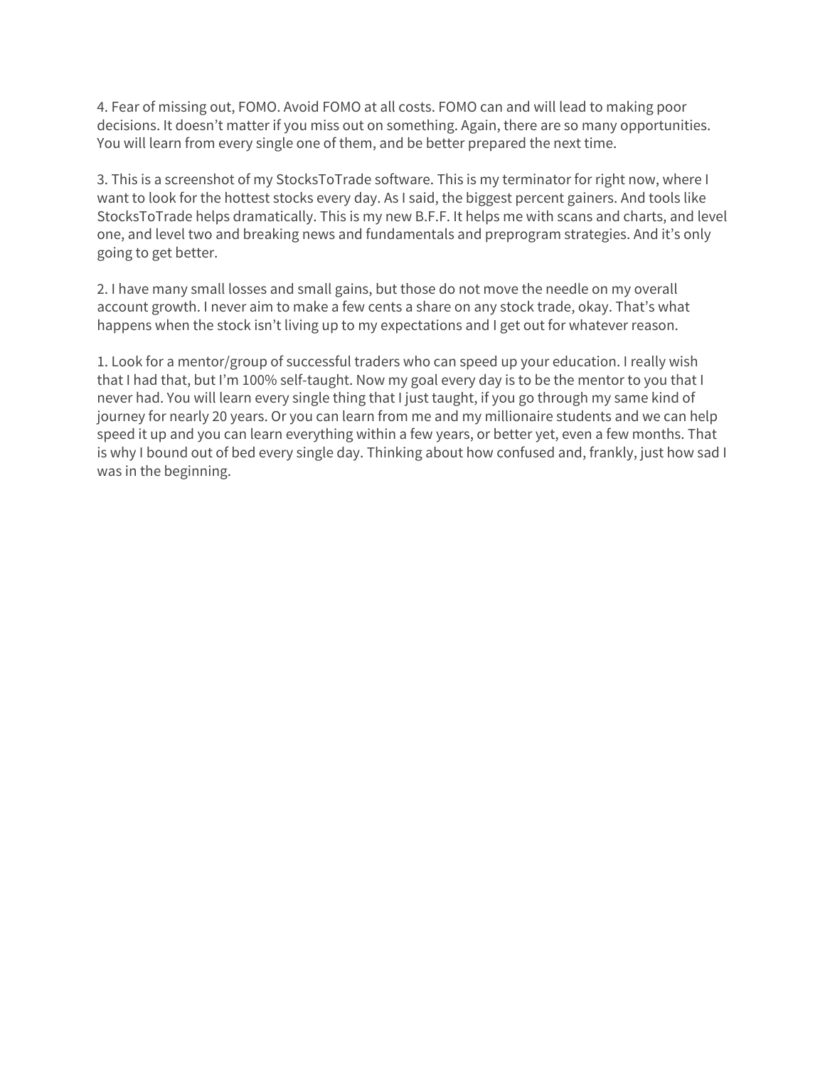4. Fear of missing out, FOMO. Avoid FOMO at all costs. FOMO can and will lead to making poor decisions. It doesn't matter if you miss out on something. Again, there are so many opportunities. You will learn from every single one of them, and be better prepared the next time.

3. This is a screenshot of my StocksToTrade software. This is my terminator for right now, where I want to look for the hottest stocks every day. As I said, the biggest percent gainers. And tools like StocksToTrade helps dramatically. This is my new B.F.F. It helps me with scans and charts, and level one, and level two and breaking news and fundamentals and preprogram strategies. And it's only going to get better.

2. I have many small losses and small gains, but those do not move the needle on my overall account growth. I never aim to make a few cents a share on any stock trade, okay. That's what happens when the stock isn't living up to my expectations and I get out for whatever reason.

1. Look for a mentor/group of successful traders who can speed up your education. I really wish that I had that, but I'm 100% self-taught. Now my goal every day is to be the mentor to you that I never had. You will learn every single thing that I just taught, if you go through my same kind of journey for nearly 20 years. Or you can learn from me and my millionaire students and we can help speed it up and you can learn everything within a few years, or better yet, even a few months. That is why I bound out of bed every single day. Thinking about how confused and, frankly, just how sad I was in the beginning.